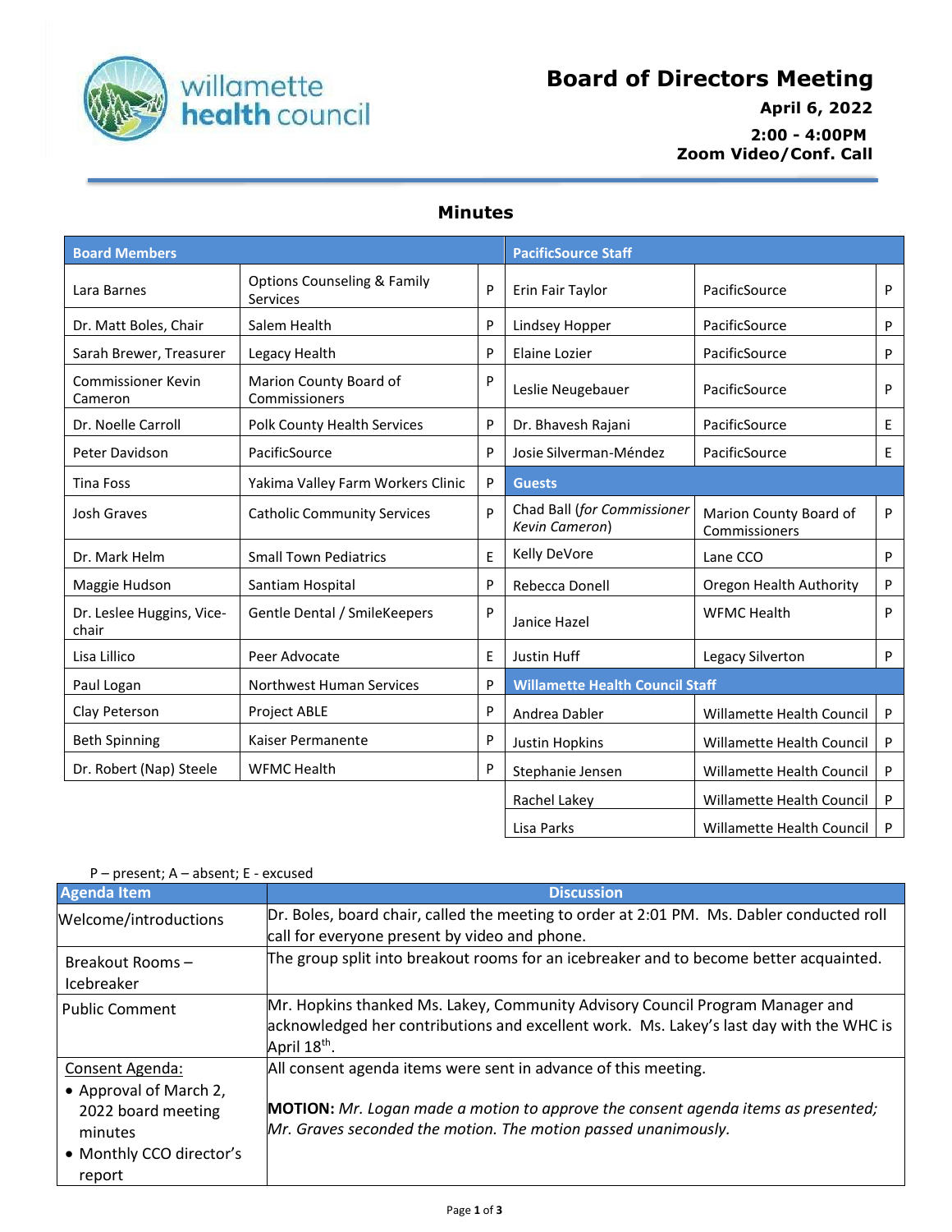# Board of Directors Meeting

**April 6, 2022**

**2:00 - 4:00PM**
**Zoom Video/Conf. Call**

## Minutes

| Board Members | | | PacificSource Staff | | |
|---|---|---|---|---|---|
| Lara Barnes | Options Counseling & Family Services | P | Erin Fair Taylor | PacificSource | P |
| Dr. Matt Boles, Chair | Salem Health | P | Lindsey Hopper | PacificSource | P |
| Sarah Brewer, Treasurer | Legacy Health | P | Elaine Lozier | PacificSource | P |
| Commissioner Kevin Cameron | Marion County Board of Commissioners | P | Leslie Neugebauer | PacificSource | P |
| Dr. Noelle Carroll | Polk County Health Services | P | Dr. Bhavesh Rajani | PacificSource | E |
| Peter Davidson | PacificSource | P | Josie Silverman-Méndez | PacificSource | E |
| Tina Foss | Yakima Valley Farm Workers Clinic | P | **Guests** | | |
| Josh Graves | Catholic Community Services | P | Chad Ball (*for Commissioner Kevin Cameron*) | Marion County Board of Commissioners | P |
| Dr. Mark Helm | Small Town Pediatrics | E | Kelly DeVore | Lane CCO | P |
| Maggie Hudson | Santiam Hospital | P | Rebecca Donell | Oregon Health Authority | P |
| Dr. Leslee Huggins, Vice-chair | Gentle Dental / SmileKeepers | P | Janice Hazel | WFMC Health | P |
| Lisa Lillico | Peer Advocate | E | Justin Huff | Legacy Silverton | P |
| Paul Logan | Northwest Human Services | P | **Willamette Health Council Staff** | | |
| Clay Peterson | Project ABLE | P | Andrea Dabler | Willamette Health Council | P |
| Beth Spinning | Kaiser Permanente | P | Justin Hopkins | Willamette Health Council | P |
| Dr. Robert (Nap) Steele | WFMC Health | P | Stephanie Jensen | Willamette Health Council | P |
| | | | Rachel Lakey | Willamette Health Council | P |
| | | | Lisa Parks | Willamette Health Council | P |

P – present; A – absent; E - excused

| Agenda Item | Discussion |
|---|---|
| Welcome/introductions | Dr. Boles, board chair, called the meeting to order at 2:01 PM. Ms. Dabler conducted roll call for everyone present by video and phone. |
| Breakout Rooms – Icebreaker | The group split into breakout rooms for an icebreaker and to become better acquainted. |
| Public Comment | Mr. Hopkins thanked Ms. Lakey, Community Advisory Council Program Manager and acknowledged her contributions and excellent work. Ms. Lakey's last day with the WHC is April 18th. |
| <u>Consent Agenda:</u><br>• Approval of March 2, 2022 board meeting minutes<br>• Monthly CCO director's report | All consent agenda items were sent in advance of this meeting.<br><br>**MOTION:** *Mr. Logan made a motion to approve the consent agenda items as presented; Mr. Graves seconded the motion. The motion passed unanimously.* |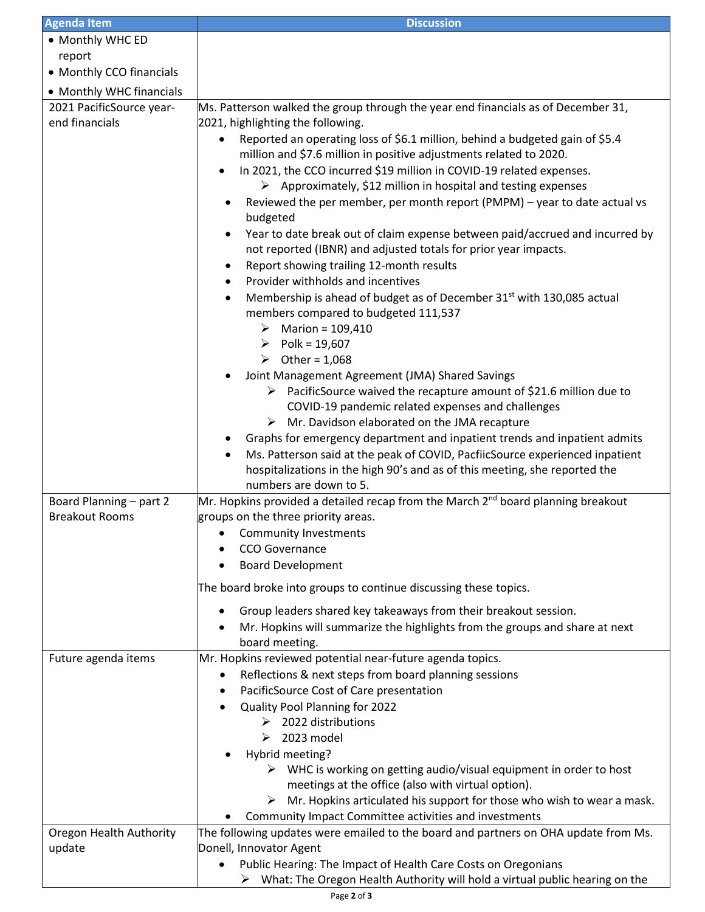| Agenda Item | Discussion |
|---|---|
| • Monthly WHC ED report<br>• Monthly CCO financials<br>• Monthly WHC financials | |
| 2021 PacificSource year-end financials | Ms. Patterson walked the group through the year end financials as of December 31, 2021, highlighting the following.<br>• Reported an operating loss of $6.1 million, behind a budgeted gain of $5.4 million and $7.6 million in positive adjustments related to 2020.<br>• In 2021, the CCO incurred $19 million in COVID-19 related expenses.<br>  ➢ Approximately, $12 million in hospital and testing expenses<br>• Reviewed the per member, per month report (PMPM) – year to date actual vs budgeted<br>• Year to date break out of claim expense between paid/accrued and incurred by not reported (IBNR) and adjusted totals for prior year impacts.<br>• Report showing trailing 12-month results<br>• Provider withholds and incentives<br>• Membership is ahead of budget as of December 31st with 130,085 actual members compared to budgeted 111,537<br>  ➢ Marion = 109,410<br>  ➢ Polk = 19,607<br>  ➢ Other = 1,068<br>• Joint Management Agreement (JMA) Shared Savings<br>  ➢ PacificSource waived the recapture amount of $21.6 million due to COVID-19 pandemic related expenses and challenges<br>  ➢ Mr. Davidson elaborated on the JMA recapture<br>• Graphs for emergency department and inpatient trends and inpatient admits<br>• Ms. Patterson said at the peak of COVID, PacfiicSource experienced inpatient hospitalizations in the high 90's and as of this meeting, she reported the numbers are down to 5. |
| Board Planning – part 2 Breakout Rooms | Mr. Hopkins provided a detailed recap from the March 2nd board planning breakout groups on the three priority areas.<br>• Community Investments<br>• CCO Governance<br>• Board Development<br><br>The board broke into groups to continue discussing these topics.<br>• Group leaders shared key takeaways from their breakout session.<br>• Mr. Hopkins will summarize the highlights from the groups and share at next board meeting. |
| Future agenda items | Mr. Hopkins reviewed potential near-future agenda topics.<br>• Reflections & next steps from board planning sessions<br>• PacificSource Cost of Care presentation<br>• Quality Pool Planning for 2022<br>  ➢ 2022 distributions<br>  ➢ 2023 model<br>• Hybrid meeting?<br>  ➢ WHC is working on getting audio/visual equipment in order to host meetings at the office (also with virtual option).<br>  ➢ Mr. Hopkins articulated his support for those who wish to wear a mask.<br>• Community Impact Committee activities and investments |
| Oregon Health Authority update | The following updates were emailed to the board and partners on OHA update from Ms. Donell, Innovator Agent<br>• Public Hearing: The Impact of Health Care Costs on Oregonians<br>  ➢ What: The Oregon Health Authority will hold a virtual public hearing on the |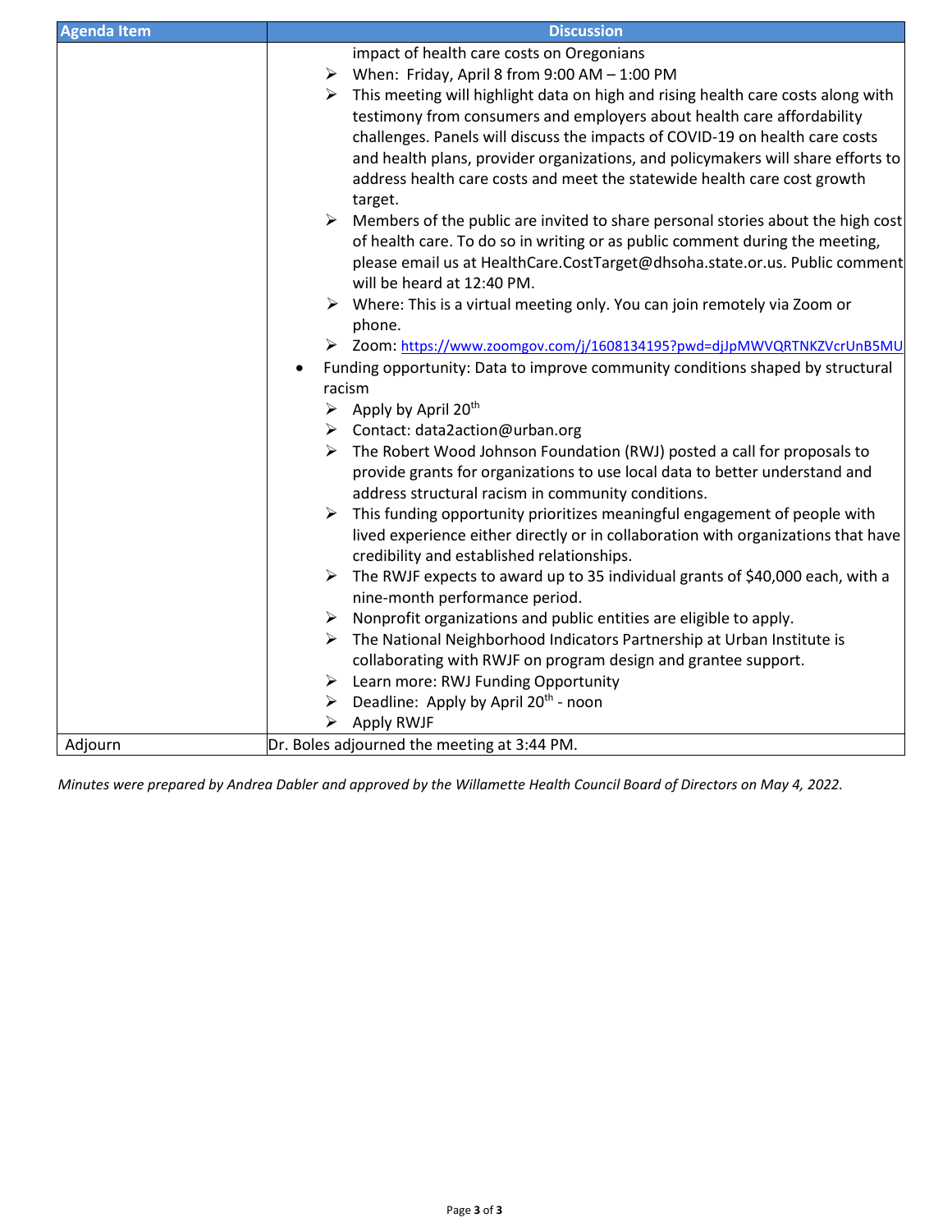| Agenda Item | Discussion |
|---|---|
| | impact of health care costs on Oregonians<br>➢ When: Friday, April 8 from 9:00 AM – 1:00 PM<br>➢ This meeting will highlight data on high and rising health care costs along with testimony from consumers and employers about health care affordability challenges. Panels will discuss the impacts of COVID-19 on health care costs and health plans, provider organizations, and policymakers will share efforts to address health care costs and meet the statewide health care cost growth target.<br>➢ Members of the public are invited to share personal stories about the high cost of health care. To do so in writing or as public comment during the meeting, please email us at HealthCare.CostTarget@dhsoha.state.or.us. Public comment will be heard at 12:40 PM.<br>➢ Where: This is a virtual meeting only. You can join remotely via Zoom or phone.<br>➢ Zoom: https://www.zoomgov.com/j/1608134195?pwd=djJpMWVQRTNKZVcrUnB5MU<br>• Funding opportunity: Data to improve community conditions shaped by structural racism<br>➢ Apply by April 20th<br>➢ Contact: data2action@urban.org<br>➢ The Robert Wood Johnson Foundation (RWJ) posted a call for proposals to provide grants for organizations to use local data to better understand and address structural racism in community conditions.<br>➢ This funding opportunity prioritizes meaningful engagement of people with lived experience either directly or in collaboration with organizations that have credibility and established relationships.<br>➢ The RWJF expects to award up to 35 individual grants of $40,000 each, with a nine-month performance period.<br>➢ Nonprofit organizations and public entities are eligible to apply.<br>➢ The National Neighborhood Indicators Partnership at Urban Institute is collaborating with RWJF on program design and grantee support.<br>➢ Learn more: RWJ Funding Opportunity<br>➢ Deadline: Apply by April 20th - noon<br>➢ Apply RWJF |
| Adjourn | Dr. Boles adjourned the meeting at 3:44 PM. |

*Minutes were prepared by Andrea Dabler and approved by the Willamette Health Council Board of Directors on May 4, 2022.*